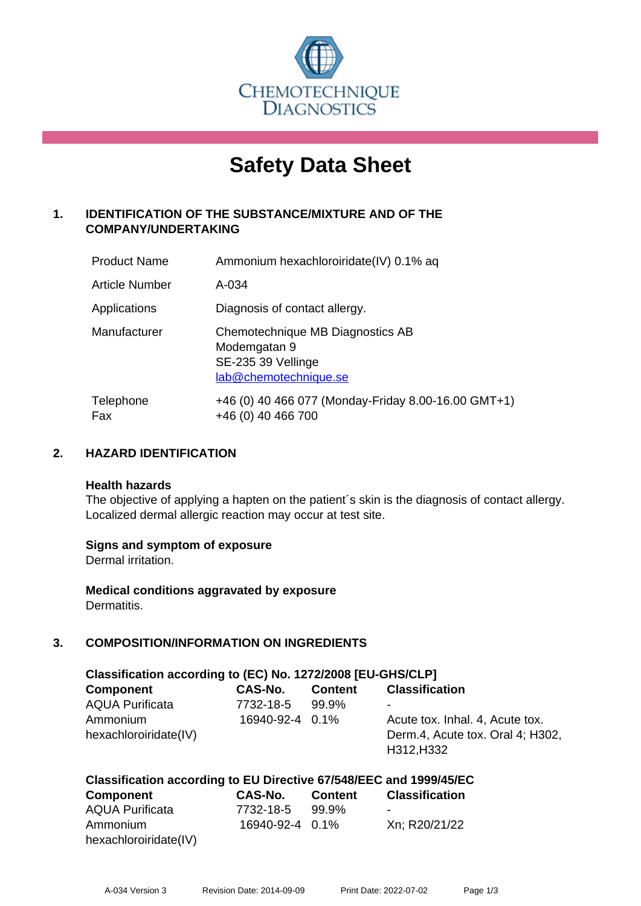# Safety Data Sheet

## 1. IDENTIFICATION OF THE SUBSTANCE/MIXTURE AND OF THE COMPANY/UNDERTAKING

| | |
|---|---|
| Product Name | Ammonium hexachloroiridate(IV) 0.1% aq |
| Article Number | A-034 |
| Applications | Diagnosis of contact allergy. |
| Manufacturer | Chemotechnique MB Diagnostics AB<br>Modemgatan 9<br>SE-235 39 Vellinge<br>lab@chemotechnique.se |
| Telephone<br>Fax | +46 (0) 40 466 077 (Monday-Friday 8.00-16.00 GMT+1)<br>+46 (0) 40 466 700 |

## 2. HAZARD IDENTIFICATION

**Health hazards**

The objective of applying a hapten on the patient´s skin is the diagnosis of contact allergy. Localized dermal allergic reaction may occur at test site.

**Signs and symptom of exposure**

Dermal irritation.

**Medical conditions aggravated by exposure**

Dermatitis.

## 3. COMPOSITION/INFORMATION ON INGREDIENTS

**Classification according to (EC) No. 1272/2008 [EU-GHS/CLP]**

| Component | CAS-No. | Content | Classification |
|---|---|---|---|
| AQUA Purificata | 7732-18-5 | 99.9% | - |
| Ammonium hexachloroiridate(IV) | 16940-92-4 | 0.1% | Acute tox. Inhal. 4, Acute tox. Derm.4, Acute tox. Oral 4; H302, H312,H332 |

**Classification according to EU Directive 67/548/EEC and 1999/45/EC**

| Component | CAS-No. | Content | Classification |
|---|---|---|---|
| AQUA Purificata | 7732-18-5 | 99.9% | - |
| Ammonium hexachloroiridate(IV) | 16940-92-4 | 0.1% | Xn; R20/21/22 |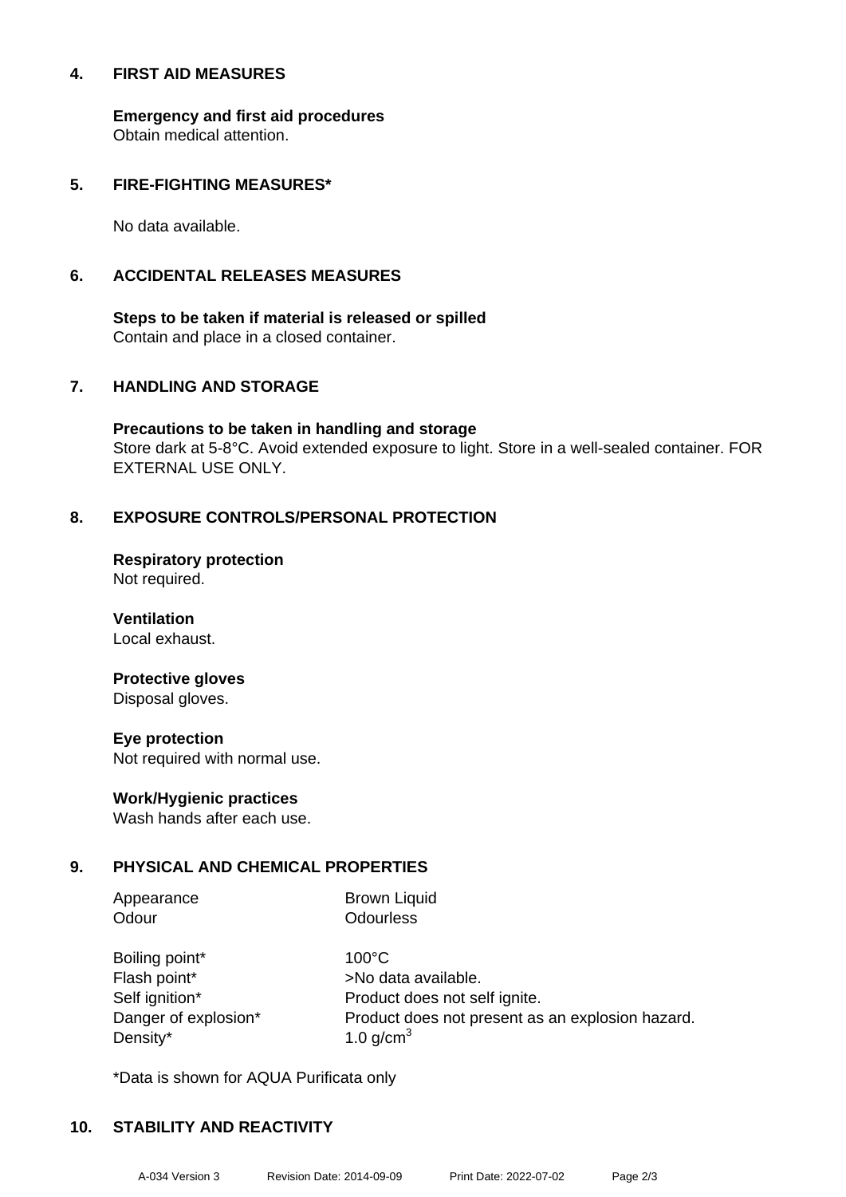## 4. FIRST AID MEASURES

**Emergency and first aid procedures**
Obtain medical attention.

## 5. FIRE-FIGHTING MEASURES*

No data available.

## 6. ACCIDENTAL RELEASES MEASURES

**Steps to be taken if material is released or spilled**
Contain and place in a closed container.

## 7. HANDLING AND STORAGE

**Precautions to be taken in handling and storage**
Store dark at 5-8°C. Avoid extended exposure to light. Store in a well-sealed container. FOR EXTERNAL USE ONLY.

## 8. EXPOSURE CONTROLS/PERSONAL PROTECTION

**Respiratory protection**
Not required.

**Ventilation**
Local exhaust.

**Protective gloves**
Disposal gloves.

**Eye protection**
Not required with normal use.

**Work/Hygienic practices**
Wash hands after each use.

## 9. PHYSICAL AND CHEMICAL PROPERTIES

| | |
|---|---|
| Appearance | Brown Liquid |
| Odour | Odourless |
| Boiling point* | 100°C |
| Flash point* | >No data available. |
| Self ignition* | Product does not self ignite. |
| Danger of explosion* | Product does not present as an explosion hazard. |
| Density* | 1.0 g/cm$^3$ |

*Data is shown for AQUA Purificata only

## 10. STABILITY AND REACTIVITY

A-034 Version 3 Revision Date: 2014-09-09 Print Date: 2022-07-02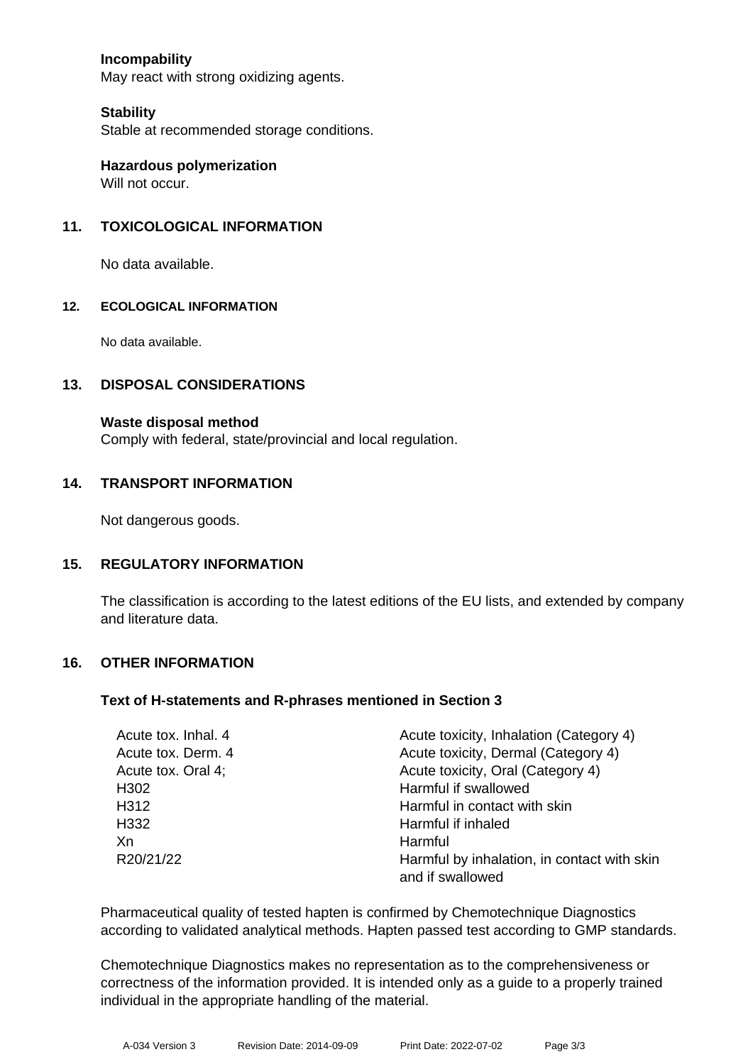**Incompatibility**
May react with strong oxidizing agents.

**Stability**
Stable at recommended storage conditions.

**Hazardous polymerization**
Will not occur.

## 11. TOXICOLOGICAL INFORMATION

No data available.

## 12. ECOLOGICAL INFORMATION

No data available.

## 13. DISPOSAL CONSIDERATIONS

**Waste disposal method**
Comply with federal, state/provincial and local regulation.

## 14. TRANSPORT INFORMATION

Not dangerous goods.

## 15. REGULATORY INFORMATION

The classification is according to the latest editions of the EU lists, and extended by company and literature data.

## 16. OTHER INFORMATION

### Text of H-statements and R-phrases mentioned in Section 3

| | |
|---|---|
| Acute tox. Inhal. 4 | Acute toxicity, Inhalation (Category 4) |
| Acute tox. Derm. 4 | Acute toxicity, Dermal (Category 4) |
| Acute tox. Oral 4; | Acute toxicity, Oral (Category 4) |
| H302 | Harmful if swallowed |
| H312 | Harmful in contact with skin |
| H332 | Harmful if inhaled |
| Xn | Harmful |
| R20/21/22 | Harmful by inhalation, in contact with skin and if swallowed |

Pharmaceutical quality of tested hapten is confirmed by Chemotechnique Diagnostics according to validated analytical methods. Hapten passed test according to GMP standards.

Chemotechnique Diagnostics makes no representation as to the comprehensiveness or correctness of the information provided. It is intended only as a guide to a properly trained individual in the appropriate handling of the material.

A-034 Version 3 Revision Date: 2014-09-09 Print Date: 2022-07-02